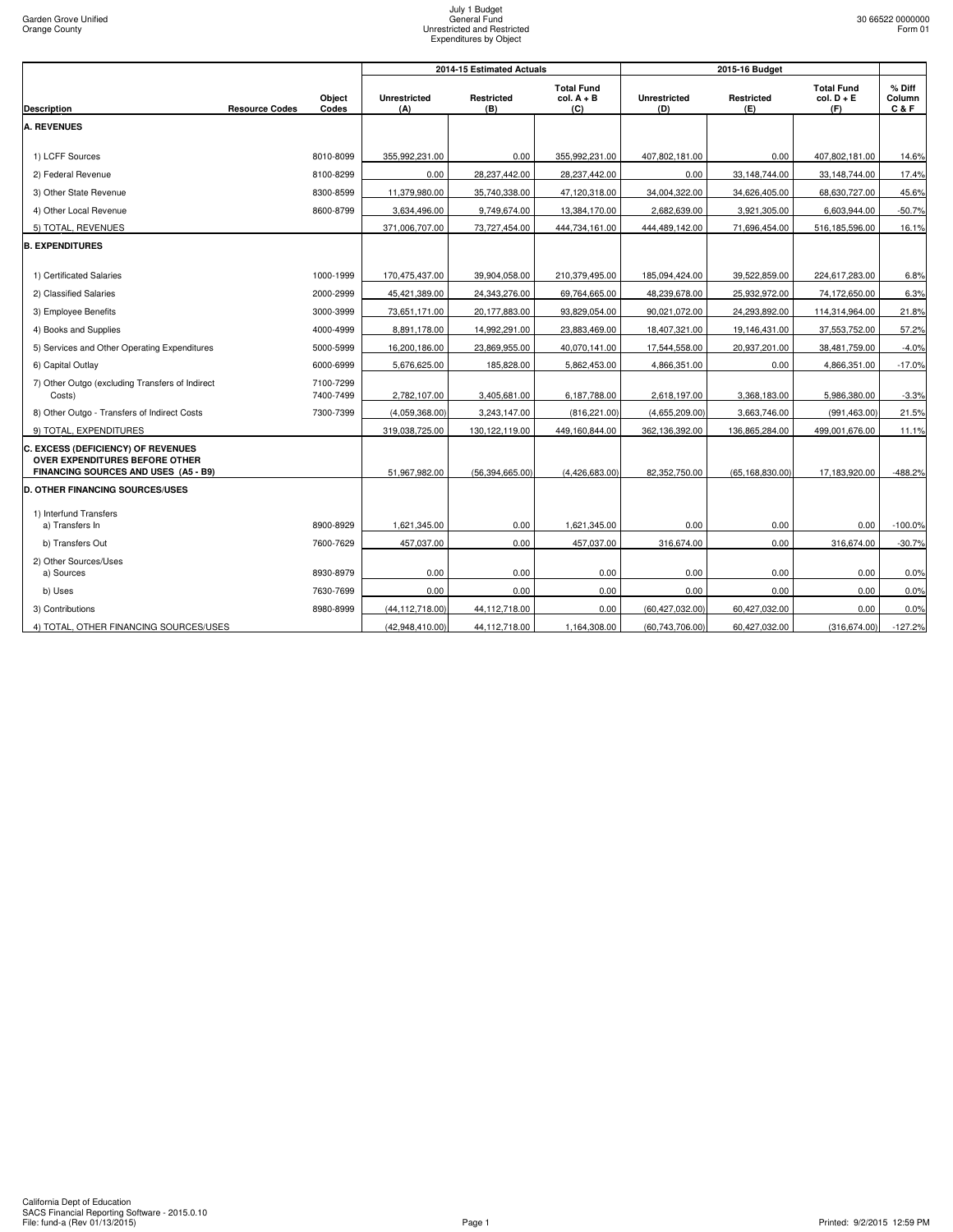Garden Grove Unified
Orange County

July 1 Budget
General Fund
Unrestricted and Restricted
Expenditures by Object

30 66522 0000000
Form 01

| Description | Resource Codes | Object Codes | 2014-15 Estimated Actuals | | | 2015-16 Budget | | | |
|---|---|---|---|---|---|---|---|---|---|
| | | | Unrestricted (A) | Restricted (B) | Total Fund col. A + B (C) | Unrestricted (D) | Restricted (E) | Total Fund col. D + E (F) | % Diff Column C & F |
| **A. REVENUES** | | | | | | | | | |
| 1) LCFF Sources | | 8010-8099 | 355,992,231.00 | 0.00 | 355,992,231.00 | 407,802,181.00 | 0.00 | 407,802,181.00 | 14.6% |
| 2) Federal Revenue | | 8100-8299 | 0.00 | 28,237,442.00 | 28,237,442.00 | 0.00 | 33,148,744.00 | 33,148,744.00 | 17.4% |
| 3) Other State Revenue | | 8300-8599 | 11,379,980.00 | 35,740,338.00 | 47,120,318.00 | 34,004,322.00 | 34,626,405.00 | 68,630,727.00 | 45.6% |
| 4) Other Local Revenue | | 8600-8799 | 3,634,496.00 | 9,749,674.00 | 13,384,170.00 | 2,682,639.00 | 3,921,305.00 | 6,603,944.00 | -50.7% |
| 5) TOTAL, REVENUES | | | 371,006,707.00 | 73,727,454.00 | 444,734,161.00 | 444,489,142.00 | 71,696,454.00 | 516,185,596.00 | 16.1% |
| **B. EXPENDITURES** | | | | | | | | | |
| 1) Certificated Salaries | | 1000-1999 | 170,475,437.00 | 39,904,058.00 | 210,379,495.00 | 185,094,424.00 | 39,522,859.00 | 224,617,283.00 | 6.8% |
| 2) Classified Salaries | | 2000-2999 | 45,421,389.00 | 24,343,276.00 | 69,764,665.00 | 48,239,678.00 | 25,932,972.00 | 74,172,650.00 | 6.3% |
| 3) Employee Benefits | | 3000-3999 | 73,651,171.00 | 20,177,883.00 | 93,829,054.00 | 90,021,072.00 | 24,293,892.00 | 114,314,964.00 | 21.8% |
| 4) Books and Supplies | | 4000-4999 | 8,891,178.00 | 14,992,291.00 | 23,883,469.00 | 18,407,321.00 | 19,146,431.00 | 37,553,752.00 | 57.2% |
| 5) Services and Other Operating Expenditures | | 5000-5999 | 16,200,186.00 | 23,869,955.00 | 40,070,141.00 | 17,544,558.00 | 20,937,201.00 | 38,481,759.00 | -4.0% |
| 6) Capital Outlay | | 6000-6999 | 5,676,625.00 | 185,828.00 | 5,862,453.00 | 4,866,351.00 | 0.00 | 4,866,351.00 | -17.0% |
| 7) Other Outgo (excluding Transfers of Indirect Costs) | | 7100-7299 7400-7499 | 2,782,107.00 | 3,405,681.00 | 6,187,788.00 | 2,618,197.00 | 3,368,183.00 | 5,986,380.00 | -3.3% |
| 8) Other Outgo - Transfers of Indirect Costs | | 7300-7399 | (4,059,368.00) | 3,243,147.00 | (816,221.00) | (4,655,209.00) | 3,663,746.00 | (991,463.00) | 21.5% |
| 9) TOTAL, EXPENDITURES | | | 319,038,725.00 | 130,122,119.00 | 449,160,844.00 | 362,136,392.00 | 136,865,284.00 | 499,001,676.00 | 11.1% |
| **C. EXCESS (DEFICIENCY) OF REVENUES OVER EXPENDITURES BEFORE OTHER FINANCING SOURCES AND USES (A5 - B9)** | | | 51,967,982.00 | (56,394,665.00) | (4,426,683.00) | 82,352,750.00 | (65,168,830.00) | 17,183,920.00 | -488.2% |
| **D. OTHER FINANCING SOURCES/USES** | | | | | | | | | |
| 1) Interfund Transfers a) Transfers In | | 8900-8929 | 1,621,345.00 | 0.00 | 1,621,345.00 | 0.00 | 0.00 | 0.00 | -100.0% |
| b) Transfers Out | | 7600-7629 | 457,037.00 | 0.00 | 457,037.00 | 316,674.00 | 0.00 | 316,674.00 | -30.7% |
| 2) Other Sources/Uses a) Sources | | 8930-8979 | 0.00 | 0.00 | 0.00 | 0.00 | 0.00 | 0.00 | 0.0% |
| b) Uses | | 7630-7699 | 0.00 | 0.00 | 0.00 | 0.00 | 0.00 | 0.00 | 0.0% |
| 3) Contributions | | 8980-8999 | (44,112,718.00) | 44,112,718.00 | 0.00 | (60,427,032.00) | 60,427,032.00 | 0.00 | 0.0% |
| 4) TOTAL, OTHER FINANCING SOURCES/USES | | | (42,948,410.00) | 44,112,718.00 | 1,164,308.00 | (60,743,706.00) | 60,427,032.00 | (316,674.00) | -127.2% |

California Dept of Education
SACS Financial Reporting Software - 2015.0.10
File: fund-a (Rev 01/13/2015)

Printed: 9/2/2015 12:59 PM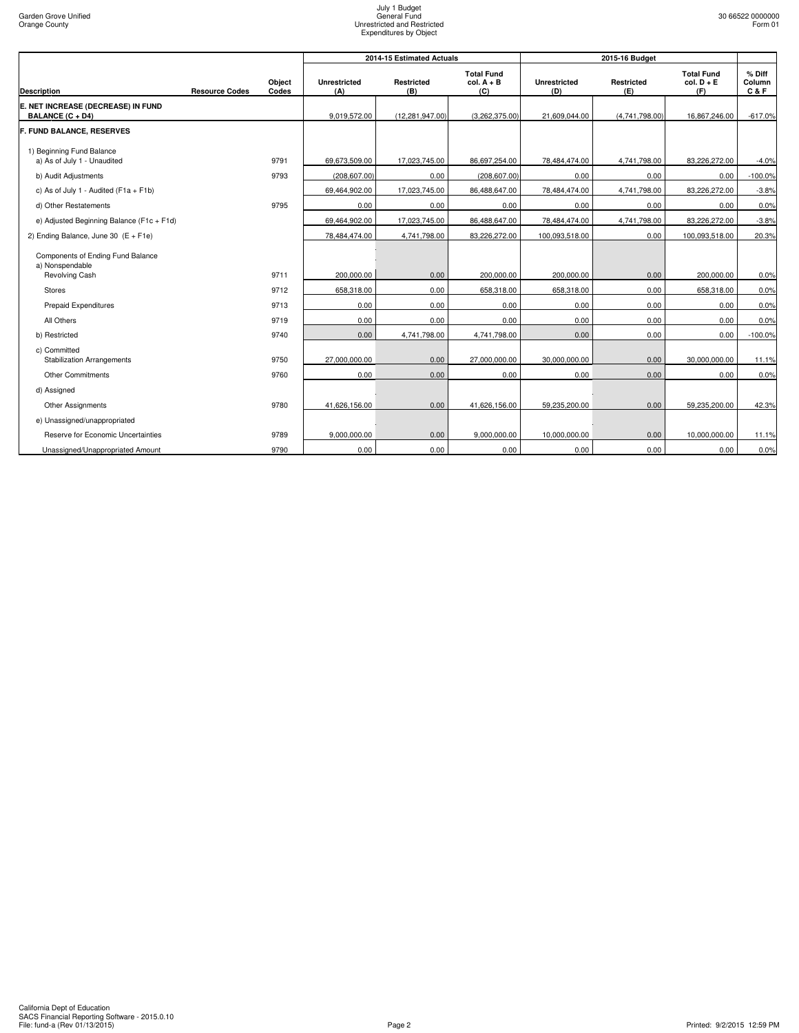| Description | Resource Codes | Object Codes | 2014-15 Estimated Actuals Unrestricted (A) | Restricted (B) | Total Fund col. A + B (C) | 2015-16 Budget Unrestricted (D) | Restricted (E) | Total Fund col. D + E (F) | % Diff Column C & F |
|---|---|---|---|---|---|---|---|---|---|
| **E. NET INCREASE (DECREASE) IN FUND BALANCE (C + D4)** | | | 9,019,572.00 | (12,281,947.00) | (3,262,375.00) | 21,609,044.00 | (4,741,798.00) | 16,867,246.00 | -617.0% |
| **F. FUND BALANCE, RESERVES** | | | | | | | | | |
| 1) Beginning Fund Balance | | | | | | | | | |
| a) As of July 1 - Unaudited | | 9791 | 69,673,509.00 | 17,023,745.00 | 86,697,254.00 | 78,484,474.00 | 4,741,798.00 | 83,226,272.00 | -4.0% |
| b) Audit Adjustments | | 9793 | (208,607.00) | 0.00 | (208,607.00) | 0.00 | 0.00 | 0.00 | -100.0% |
| c) As of July 1 - Audited (F1a + F1b) | | | 69,464,902.00 | 17,023,745.00 | 86,488,647.00 | 78,484,474.00 | 4,741,798.00 | 83,226,272.00 | -3.8% |
| d) Other Restatements | | 9795 | 0.00 | 0.00 | 0.00 | 0.00 | 0.00 | 0.00 | 0.0% |
| e) Adjusted Beginning Balance (F1c + F1d) | | | 69,464,902.00 | 17,023,745.00 | 86,488,647.00 | 78,484,474.00 | 4,741,798.00 | 83,226,272.00 | -3.8% |
| 2) Ending Balance, June 30 (E + F1e) | | | 78,484,474.00 | 4,741,798.00 | 83,226,272.00 | 100,093,518.00 | 0.00 | 100,093,518.00 | 20.3% |
| Components of Ending Fund Balance | | | | | | | | | |
| a) Nonspendable | | | | | | | | | |
| Revolving Cash | | 9711 | 200,000.00 | 0.00 | 200,000.00 | 200,000.00 | 0.00 | 200,000.00 | 0.0% |
| Stores | | 9712 | 658,318.00 | 0.00 | 658,318.00 | 658,318.00 | 0.00 | 658,318.00 | 0.0% |
| Prepaid Expenditures | | 9713 | 0.00 | 0.00 | 0.00 | 0.00 | 0.00 | 0.00 | 0.0% |
| All Others | | 9719 | 0.00 | 0.00 | 0.00 | 0.00 | 0.00 | 0.00 | 0.0% |
| b) Restricted | | 9740 | 0.00 | 4,741,798.00 | 4,741,798.00 | 0.00 | 0.00 | 0.00 | -100.0% |
| c) Committed | | | | | | | | | |
| Stabilization Arrangements | | 9750 | 27,000,000.00 | 0.00 | 27,000,000.00 | 30,000,000.00 | 0.00 | 30,000,000.00 | 11.1% |
| Other Commitments | | 9760 | 0.00 | 0.00 | 0.00 | 0.00 | 0.00 | 0.00 | 0.0% |
| d) Assigned | | | | | | | | | |
| Other Assignments | | 9780 | 41,626,156.00 | 0.00 | 41,626,156.00 | 59,235,200.00 | 0.00 | 59,235,200.00 | 42.3% |
| e) Unassigned/unappropriated | | | | | | | | | |
| Reserve for Economic Uncertainties | | 9789 | 9,000,000.00 | 0.00 | 9,000,000.00 | 10,000,000.00 | 0.00 | 10,000,000.00 | 11.1% |
| Unassigned/Unappropriated Amount | | 9790 | 0.00 | 0.00 | 0.00 | 0.00 | 0.00 | 0.00 | 0.0% |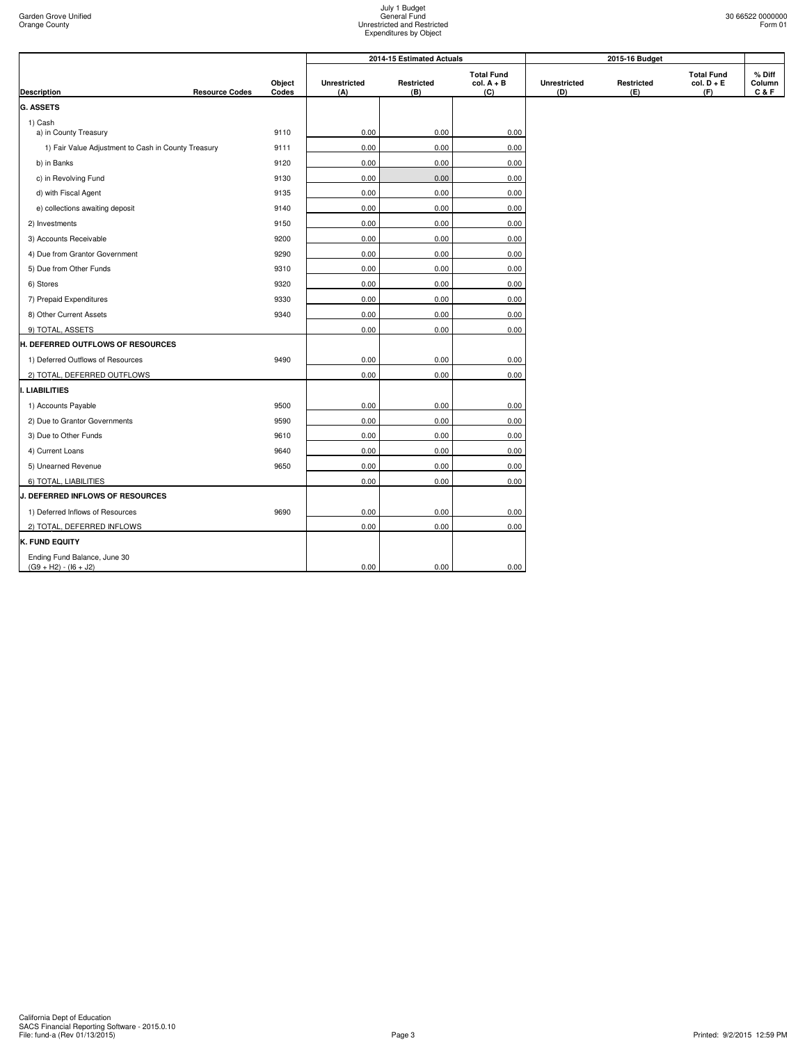| Description | Resource Codes | Object Codes | 2014-15 Estimated Actuals Unrestricted (A) | Restricted (B) | Total Fund col. A + B (C) | 2015-16 Budget Unrestricted (D) | Restricted (E) | Total Fund col. D + E (F) | % Diff Column C & F |
|---|---|---|---|---|---|---|---|---|---|
| **G. ASSETS** | | | | | | | | | |
| 1) Cash | | | | | | | | | |
| a) in County Treasury | | 9110 | 0.00 | 0.00 | 0.00 | | | | |
| 1) Fair Value Adjustment to Cash in County Treasury | | 9111 | 0.00 | 0.00 | 0.00 | | | | |
| b) in Banks | | 9120 | 0.00 | 0.00 | 0.00 | | | | |
| c) in Revolving Fund | | 9130 | 0.00 | 0.00 | 0.00 | | | | |
| d) with Fiscal Agent | | 9135 | 0.00 | 0.00 | 0.00 | | | | |
| e) collections awaiting deposit | | 9140 | 0.00 | 0.00 | 0.00 | | | | |
| 2) Investments | | 9150 | 0.00 | 0.00 | 0.00 | | | | |
| 3) Accounts Receivable | | 9200 | 0.00 | 0.00 | 0.00 | | | | |
| 4) Due from Grantor Government | | 9290 | 0.00 | 0.00 | 0.00 | | | | |
| 5) Due from Other Funds | | 9310 | 0.00 | 0.00 | 0.00 | | | | |
| 6) Stores | | 9320 | 0.00 | 0.00 | 0.00 | | | | |
| 7) Prepaid Expenditures | | 9330 | 0.00 | 0.00 | 0.00 | | | | |
| 8) Other Current Assets | | 9340 | 0.00 | 0.00 | 0.00 | | | | |
| 9) TOTAL, ASSETS | | | 0.00 | 0.00 | 0.00 | | | | |
| **H. DEFERRED OUTFLOWS OF RESOURCES** | | | | | | | | | |
| 1) Deferred Outflows of Resources | | 9490 | 0.00 | 0.00 | 0.00 | | | | |
| 2) TOTAL, DEFERRED OUTFLOWS | | | 0.00 | 0.00 | 0.00 | | | | |
| **I. LIABILITIES** | | | | | | | | | |
| 1) Accounts Payable | | 9500 | 0.00 | 0.00 | 0.00 | | | | |
| 2) Due to Grantor Governments | | 9590 | 0.00 | 0.00 | 0.00 | | | | |
| 3) Due to Other Funds | | 9610 | 0.00 | 0.00 | 0.00 | | | | |
| 4) Current Loans | | 9640 | 0.00 | 0.00 | 0.00 | | | | |
| 5) Unearned Revenue | | 9650 | 0.00 | 0.00 | 0.00 | | | | |
| 6) TOTAL, LIABILITIES | | | 0.00 | 0.00 | 0.00 | | | | |
| **J. DEFERRED INFLOWS OF RESOURCES** | | | | | | | | | |
| 1) Deferred Inflows of Resources | | 9690 | 0.00 | 0.00 | 0.00 | | | | |
| 2) TOTAL, DEFERRED INFLOWS | | | 0.00 | 0.00 | 0.00 | | | | |
| **K. FUND EQUITY** | | | | | | | | | |
| Ending Fund Balance, June 30 (G9 + H2) - (I6 + J2) | | | 0.00 | 0.00 | 0.00 | | | | |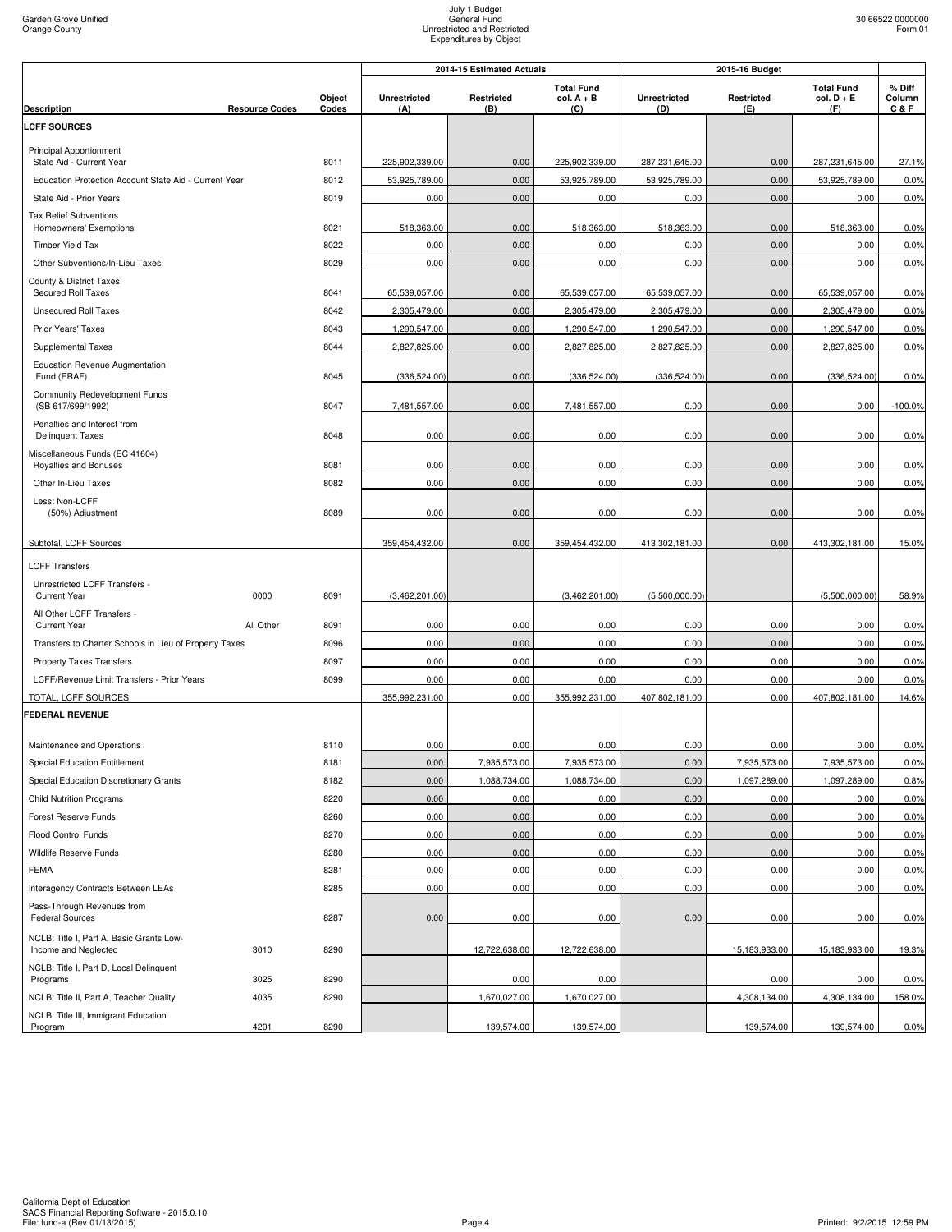Garden Grove Unified
Orange County

July 1 Budget
General Fund
Unrestricted and Restricted
Expenditures by Object

30 66522 0000000
Form 01

| Description | Resource Codes | Object Codes | 2014-15 Estimated Actuals Unrestricted (A) | 2014-15 Estimated Actuals Restricted (B) | 2014-15 Estimated Actuals Total Fund col. A + B (C) | 2015-16 Budget Unrestricted (D) | 2015-16 Budget Restricted (E) | 2015-16 Budget Total Fund col. D + E (F) | % Diff Column C & F |
|---|---|---|---|---|---|---|---|---|---|
| **LCFF SOURCES** | | | | | | | | | |
| Principal Apportionment State Aid - Current Year | | 8011 | 225,902,339.00 | 0.00 | 225,902,339.00 | 287,231,645.00 | 0.00 | 287,231,645.00 | 27.1% |
| Education Protection Account State Aid - Current Year | | 8012 | 53,925,789.00 | 0.00 | 53,925,789.00 | 53,925,789.00 | 0.00 | 53,925,789.00 | 0.0% |
| State Aid - Prior Years | | 8019 | 0.00 | 0.00 | 0.00 | 0.00 | 0.00 | 0.00 | 0.0% |
| Tax Relief Subventions Homeowners' Exemptions | | 8021 | 518,363.00 | 0.00 | 518,363.00 | 518,363.00 | 0.00 | 518,363.00 | 0.0% |
| Timber Yield Tax | | 8022 | 0.00 | 0.00 | 0.00 | 0.00 | 0.00 | 0.00 | 0.0% |
| Other Subventions/In-Lieu Taxes | | 8029 | 0.00 | 0.00 | 0.00 | 0.00 | 0.00 | 0.00 | 0.0% |
| County & District Taxes Secured Roll Taxes | | 8041 | 65,539,057.00 | 0.00 | 65,539,057.00 | 65,539,057.00 | 0.00 | 65,539,057.00 | 0.0% |
| Unsecured Roll Taxes | | 8042 | 2,305,479.00 | 0.00 | 2,305,479.00 | 2,305,479.00 | 0.00 | 2,305,479.00 | 0.0% |
| Prior Years' Taxes | | 8043 | 1,290,547.00 | 0.00 | 1,290,547.00 | 1,290,547.00 | 0.00 | 1,290,547.00 | 0.0% |
| Supplemental Taxes | | 8044 | 2,827,825.00 | 0.00 | 2,827,825.00 | 2,827,825.00 | 0.00 | 2,827,825.00 | 0.0% |
| Education Revenue Augmentation Fund (ERAF) | | 8045 | (336,524.00) | 0.00 | (336,524.00) | (336,524.00) | 0.00 | (336,524.00) | 0.0% |
| Community Redevelopment Funds (SB 617/699/1992) | | 8047 | 7,481,557.00 | 0.00 | 7,481,557.00 | 0.00 | 0.00 | 0.00 | -100.0% |
| Penalties and Interest from Delinquent Taxes | | 8048 | 0.00 | 0.00 | 0.00 | 0.00 | 0.00 | 0.00 | 0.0% |
| Miscellaneous Funds (EC 41604) Royalties and Bonuses | | 8081 | 0.00 | 0.00 | 0.00 | 0.00 | 0.00 | 0.00 | 0.0% |
| Other In-Lieu Taxes | | 8082 | 0.00 | 0.00 | 0.00 | 0.00 | 0.00 | 0.00 | 0.0% |
| Less: Non-LCFF (50%) Adjustment | | 8089 | 0.00 | 0.00 | 0.00 | 0.00 | 0.00 | 0.00 | 0.0% |
| Subtotal, LCFF Sources | | | 359,454,432.00 | 0.00 | 359,454,432.00 | 413,302,181.00 | 0.00 | 413,302,181.00 | 15.0% |
| LCFF Transfers | | | | | | | | | |
| Unrestricted LCFF Transfers - Current Year | 0000 | 8091 | (3,462,201.00) | | (3,462,201.00) | (5,500,000.00) | | (5,500,000.00) | 58.9% |
| All Other LCFF Transfers - Current Year | All Other | 8091 | 0.00 | 0.00 | 0.00 | 0.00 | 0.00 | 0.00 | 0.0% |
| Transfers to Charter Schools in Lieu of Property Taxes | | 8096 | 0.00 | 0.00 | 0.00 | 0.00 | 0.00 | 0.00 | 0.0% |
| Property Taxes Transfers | | 8097 | 0.00 | 0.00 | 0.00 | 0.00 | 0.00 | 0.00 | 0.0% |
| LCFF/Revenue Limit Transfers - Prior Years | | 8099 | 0.00 | 0.00 | 0.00 | 0.00 | 0.00 | 0.00 | 0.0% |
| TOTAL, LCFF SOURCES | | | 355,992,231.00 | 0.00 | 355,992,231.00 | 407,802,181.00 | 0.00 | 407,802,181.00 | 14.6% |
| **FEDERAL REVENUE** | | | | | | | | | |
| Maintenance and Operations | | 8110 | 0.00 | 0.00 | 0.00 | 0.00 | 0.00 | 0.00 | 0.0% |
| Special Education Entitlement | | 8181 | 0.00 | 7,935,573.00 | 7,935,573.00 | 0.00 | 7,935,573.00 | 7,935,573.00 | 0.0% |
| Special Education Discretionary Grants | | 8182 | 0.00 | 1,088,734.00 | 1,088,734.00 | 0.00 | 1,097,289.00 | 1,097,289.00 | 0.8% |
| Child Nutrition Programs | | 8220 | 0.00 | 0.00 | 0.00 | 0.00 | 0.00 | 0.00 | 0.0% |
| Forest Reserve Funds | | 8260 | 0.00 | 0.00 | 0.00 | 0.00 | 0.00 | 0.00 | 0.0% |
| Flood Control Funds | | 8270 | 0.00 | 0.00 | 0.00 | 0.00 | 0.00 | 0.00 | 0.0% |
| Wildlife Reserve Funds | | 8280 | 0.00 | 0.00 | 0.00 | 0.00 | 0.00 | 0.00 | 0.0% |
| FEMA | | 8281 | 0.00 | 0.00 | 0.00 | 0.00 | 0.00 | 0.00 | 0.0% |
| Interagency Contracts Between LEAs | | 8285 | 0.00 | 0.00 | 0.00 | 0.00 | 0.00 | 0.00 | 0.0% |
| Pass-Through Revenues from Federal Sources | | 8287 | 0.00 | 0.00 | 0.00 | 0.00 | 0.00 | 0.00 | 0.0% |
| NCLB: Title I, Part A, Basic Grants Low-Income and Neglected | 3010 | 8290 | | 12,722,638.00 | 12,722,638.00 | | 15,183,933.00 | 15,183,933.00 | 19.3% |
| NCLB: Title I, Part D, Local Delinquent Programs | 3025 | 8290 | | 0.00 | 0.00 | | 0.00 | 0.00 | 0.0% |
| NCLB: Title II, Part A, Teacher Quality | 4035 | 8290 | | 1,670,027.00 | 1,670,027.00 | | 4,308,134.00 | 4,308,134.00 | 158.0% |
| NCLB: Title III, Immigrant Education Program | 4201 | 8290 | | 139,574.00 | 139,574.00 | | 139,574.00 | 139,574.00 | 0.0% |

California Dept of Education
SACS Financial Reporting Software - 2015.0.10
File: fund-a (Rev 01/13/2015)

Printed: 9/2/2015 12:59 PM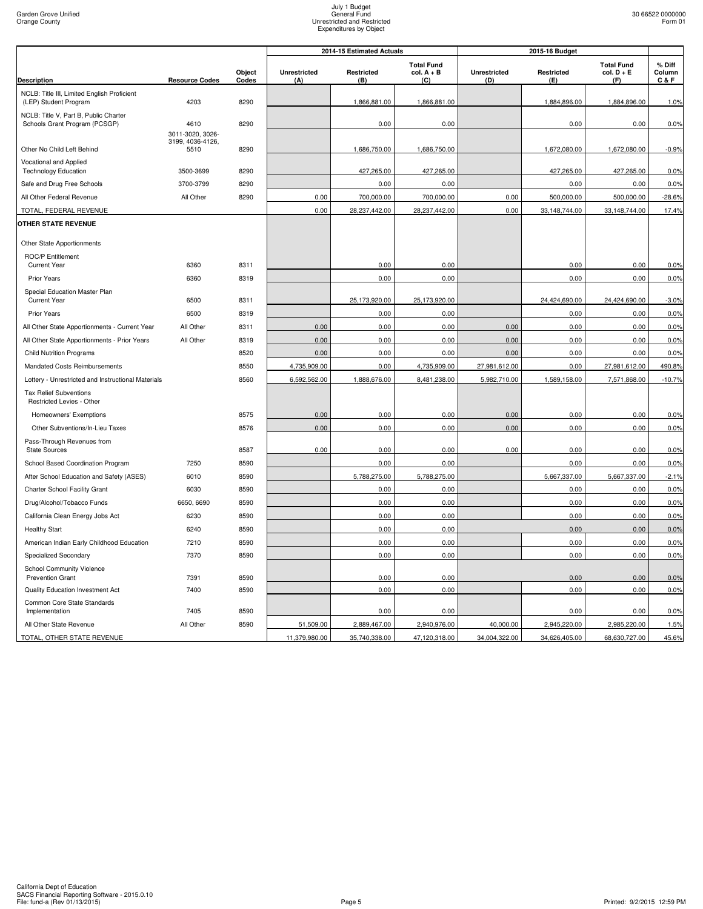| Description | Resource Codes | Object Codes | 2014-15 Estimated Actuals Unrestricted (A) | Restricted (B) | Total Fund col. A + B (C) | 2015-16 Budget Unrestricted (D) | Restricted (E) | Total Fund col. D + E (F) | % Diff Column C & F |
|---|---|---|---|---|---|---|---|---|---|
| NCLB: Title III, Limited English Proficient (LEP) Student Program | 4203 | 8290 | | 1,866,881.00 | 1,866,881.00 | | 1,884,896.00 | 1,884,896.00 | 1.0% |
| NCLB: Title V, Part B, Public Charter Schools Grant Program (PCSGP) | 4610 | 8290 | | 0.00 | 0.00 | | 0.00 | 0.00 | 0.0% |
| Other No Child Left Behind | 3011-3020, 3026-3199, 4036-4126, 5510 | 8290 | | 1,686,750.00 | 1,686,750.00 | | 1,672,080.00 | 1,672,080.00 | -0.9% |
| Vocational and Applied Technology Education | 3500-3699 | 8290 | | 427,265.00 | 427,265.00 | | 427,265.00 | 427,265.00 | 0.0% |
| Safe and Drug Free Schools | 3700-3799 | 8290 | | 0.00 | 0.00 | | 0.00 | 0.00 | 0.0% |
| All Other Federal Revenue | All Other | 8290 | 0.00 | 700,000.00 | 700,000.00 | 0.00 | 500,000.00 | 500,000.00 | -28.6% |
| TOTAL, FEDERAL REVENUE | | | 0.00 | 28,237,442.00 | 28,237,442.00 | 0.00 | 33,148,744.00 | 33,148,744.00 | 17.4% |
| **OTHER STATE REVENUE** | | | | | | | | | |
| Other State Apportionments | | | | | | | | | |
| ROC/P Entitlement Current Year | 6360 | 8311 | | 0.00 | 0.00 | | 0.00 | 0.00 | 0.0% |
| Prior Years | 6360 | 8319 | | 0.00 | 0.00 | | 0.00 | 0.00 | 0.0% |
| Special Education Master Plan Current Year | 6500 | 8311 | | 25,173,920.00 | 25,173,920.00 | | 24,424,690.00 | 24,424,690.00 | -3.0% |
| Prior Years | 6500 | 8319 | | 0.00 | 0.00 | | 0.00 | 0.00 | 0.0% |
| All Other State Apportionments - Current Year | All Other | 8311 | 0.00 | 0.00 | 0.00 | 0.00 | 0.00 | 0.00 | 0.0% |
| All Other State Apportionments - Prior Years | All Other | 8319 | 0.00 | 0.00 | 0.00 | 0.00 | 0.00 | 0.00 | 0.0% |
| Child Nutrition Programs | | 8520 | 0.00 | 0.00 | 0.00 | 0.00 | 0.00 | 0.00 | 0.0% |
| Mandated Costs Reimbursements | | 8550 | 4,735,909.00 | 0.00 | 4,735,909.00 | 27,981,612.00 | 0.00 | 27,981,612.00 | 490.8% |
| Lottery - Unrestricted and Instructional Materials | | 8560 | 6,592,562.00 | 1,888,676.00 | 8,481,238.00 | 5,982,710.00 | 1,589,158.00 | 7,571,868.00 | -10.7% |
| Tax Relief Subventions Restricted Levies - Other | | | | | | | | | |
| Homeowners' Exemptions | | 8575 | 0.00 | 0.00 | 0.00 | 0.00 | 0.00 | 0.00 | 0.0% |
| Other Subventions/In-Lieu Taxes | | 8576 | 0.00 | 0.00 | 0.00 | 0.00 | 0.00 | 0.00 | 0.0% |
| Pass-Through Revenues from State Sources | | 8587 | 0.00 | 0.00 | 0.00 | 0.00 | 0.00 | 0.00 | 0.0% |
| School Based Coordination Program | 7250 | 8590 | | 0.00 | 0.00 | | 0.00 | 0.00 | 0.0% |
| After School Education and Safety (ASES) | 6010 | 8590 | | 5,788,275.00 | 5,788,275.00 | | 5,667,337.00 | 5,667,337.00 | -2.1% |
| Charter School Facility Grant | 6030 | 8590 | | 0.00 | 0.00 | | 0.00 | 0.00 | 0.0% |
| Drug/Alcohol/Tobacco Funds | 6650, 6690 | 8590 | | 0.00 | 0.00 | | 0.00 | 0.00 | 0.0% |
| California Clean Energy Jobs Act | 6230 | 8590 | | 0.00 | 0.00 | | 0.00 | 0.00 | 0.0% |
| Healthy Start | 6240 | 8590 | | 0.00 | 0.00 | | 0.00 | 0.00 | 0.0% |
| American Indian Early Childhood Education | 7210 | 8590 | | 0.00 | 0.00 | | 0.00 | 0.00 | 0.0% |
| Specialized Secondary | 7370 | 8590 | | 0.00 | 0.00 | | 0.00 | 0.00 | 0.0% |
| School Community Violence Prevention Grant | 7391 | 8590 | | 0.00 | 0.00 | | 0.00 | 0.00 | 0.0% |
| Quality Education Investment Act | 7400 | 8590 | | 0.00 | 0.00 | | 0.00 | 0.00 | 0.0% |
| Common Core State Standards Implementation | 7405 | 8590 | | 0.00 | 0.00 | | 0.00 | 0.00 | 0.0% |
| All Other State Revenue | All Other | 8590 | 51,509.00 | 2,889,467.00 | 2,940,976.00 | 40,000.00 | 2,945,220.00 | 2,985,220.00 | 1.5% |
| TOTAL, OTHER STATE REVENUE | | | 11,379,980.00 | 35,740,338.00 | 47,120,318.00 | 34,004,322.00 | 34,626,405.00 | 68,630,727.00 | 45.6% |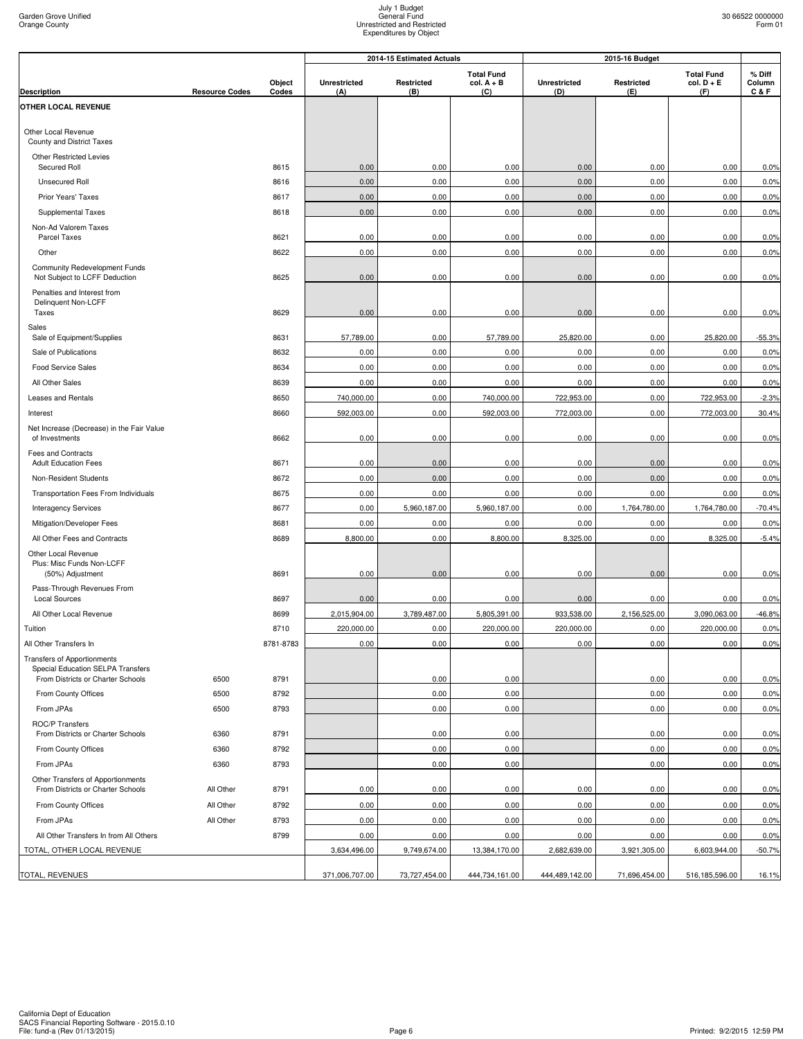Garden Grove Unified
Orange County

July 1 Budget
General Fund
Unrestricted and Restricted
Expenditures by Object

30 66522 0000000
Form 01

| Description | Resource Codes | Object Codes | 2014-15 Estimated Actuals Unrestricted (A) | Restricted (B) | Total Fund col. A + B (C) | 2015-16 Budget Unrestricted (D) | Restricted (E) | Total Fund col. D + E (F) | % Diff Column C & F |
|---|---|---|---|---|---|---|---|---|---|
| **OTHER LOCAL REVENUE** | | | | | | | | | |
| Other Local Revenue | | | | | | | | | |
| County and District Taxes | | | | | | | | | |
| Other Restricted Levies | | | | | | | | | |
| Secured Roll | | 8615 | 0.00 | 0.00 | 0.00 | 0.00 | 0.00 | 0.00 | 0.0% |
| Unsecured Roll | | 8616 | 0.00 | 0.00 | 0.00 | 0.00 | 0.00 | 0.00 | 0.0% |
| Prior Years' Taxes | | 8617 | 0.00 | 0.00 | 0.00 | 0.00 | 0.00 | 0.00 | 0.0% |
| Supplemental Taxes | | 8618 | 0.00 | 0.00 | 0.00 | 0.00 | 0.00 | 0.00 | 0.0% |
| Non-Ad Valorem Taxes | | | | | | | | | |
| Parcel Taxes | | 8621 | 0.00 | 0.00 | 0.00 | 0.00 | 0.00 | 0.00 | 0.0% |
| Other | | 8622 | 0.00 | 0.00 | 0.00 | 0.00 | 0.00 | 0.00 | 0.0% |
| Community Redevelopment Funds Not Subject to LCFF Deduction | | 8625 | 0.00 | 0.00 | 0.00 | 0.00 | 0.00 | 0.00 | 0.0% |
| Penalties and Interest from Delinquent Non-LCFF Taxes | | 8629 | 0.00 | 0.00 | 0.00 | 0.00 | 0.00 | 0.00 | 0.0% |
| Sales | | | | | | | | | |
| Sale of Equipment/Supplies | | 8631 | 57,789.00 | 0.00 | 57,789.00 | 25,820.00 | 0.00 | 25,820.00 | -55.3% |
| Sale of Publications | | 8632 | 0.00 | 0.00 | 0.00 | 0.00 | 0.00 | 0.00 | 0.0% |
| Food Service Sales | | 8634 | 0.00 | 0.00 | 0.00 | 0.00 | 0.00 | 0.00 | 0.0% |
| All Other Sales | | 8639 | 0.00 | 0.00 | 0.00 | 0.00 | 0.00 | 0.00 | 0.0% |
| Leases and Rentals | | 8650 | 740,000.00 | 0.00 | 740,000.00 | 722,953.00 | 0.00 | 722,953.00 | -2.3% |
| Interest | | 8660 | 592,003.00 | 0.00 | 592,003.00 | 772,003.00 | 0.00 | 772,003.00 | 30.4% |
| Net Increase (Decrease) in the Fair Value of Investments | | 8662 | 0.00 | 0.00 | 0.00 | 0.00 | 0.00 | 0.00 | 0.0% |
| Fees and Contracts | | | | | | | | | |
| Adult Education Fees | | 8671 | 0.00 | 0.00 | 0.00 | 0.00 | 0.00 | 0.00 | 0.0% |
| Non-Resident Students | | 8672 | 0.00 | 0.00 | 0.00 | 0.00 | 0.00 | 0.00 | 0.0% |
| Transportation Fees From Individuals | | 8675 | 0.00 | 0.00 | 0.00 | 0.00 | 0.00 | 0.00 | 0.0% |
| Interagency Services | | 8677 | 0.00 | 5,960,187.00 | 5,960,187.00 | 0.00 | 1,764,780.00 | 1,764,780.00 | -70.4% |
| Mitigation/Developer Fees | | 8681 | 0.00 | 0.00 | 0.00 | 0.00 | 0.00 | 0.00 | 0.0% |
| All Other Fees and Contracts | | 8689 | 8,800.00 | 0.00 | 8,800.00 | 8,325.00 | 0.00 | 8,325.00 | -5.4% |
| Other Local Revenue | | | | | | | | | |
| Plus: Misc Funds Non-LCFF (50%) Adjustment | | 8691 | 0.00 | 0.00 | 0.00 | 0.00 | 0.00 | 0.00 | 0.0% |
| Pass-Through Revenues From Local Sources | | 8697 | 0.00 | 0.00 | 0.00 | 0.00 | 0.00 | 0.00 | 0.0% |
| All Other Local Revenue | | 8699 | 2,015,904.00 | 3,789,487.00 | 5,805,391.00 | 933,538.00 | 2,156,525.00 | 3,090,063.00 | -46.8% |
| Tuition | | 8710 | 220,000.00 | 0.00 | 220,000.00 | 220,000.00 | 0.00 | 220,000.00 | 0.0% |
| All Other Transfers In | | 8781-8783 | 0.00 | 0.00 | 0.00 | 0.00 | 0.00 | 0.00 | 0.0% |
| Transfers of Apportionments | | | | | | | | | |
| Special Education SELPA Transfers | | | | | | | | | |
| From Districts or Charter Schools | 6500 | 8791 | | 0.00 | 0.00 | | 0.00 | 0.00 | 0.0% |
| From County Offices | 6500 | 8792 | | 0.00 | 0.00 | | 0.00 | 0.00 | 0.0% |
| From JPAs | 6500 | 8793 | | 0.00 | 0.00 | | 0.00 | 0.00 | 0.0% |
| ROC/P Transfers | | | | | | | | | |
| From Districts or Charter Schools | 6360 | 8791 | | 0.00 | 0.00 | | 0.00 | 0.00 | 0.0% |
| From County Offices | 6360 | 8792 | | 0.00 | 0.00 | | 0.00 | 0.00 | 0.0% |
| From JPAs | 6360 | 8793 | | 0.00 | 0.00 | | 0.00 | 0.00 | 0.0% |
| Other Transfers of Apportionments | | | | | | | | | |
| From Districts or Charter Schools | All Other | 8791 | 0.00 | 0.00 | 0.00 | 0.00 | 0.00 | 0.00 | 0.0% |
| From County Offices | All Other | 8792 | 0.00 | 0.00 | 0.00 | 0.00 | 0.00 | 0.00 | 0.0% |
| From JPAs | All Other | 8793 | 0.00 | 0.00 | 0.00 | 0.00 | 0.00 | 0.00 | 0.0% |
| All Other Transfers In from All Others | | 8799 | 0.00 | 0.00 | 0.00 | 0.00 | 0.00 | 0.00 | 0.0% |
| TOTAL, OTHER LOCAL REVENUE | | | 3,634,496.00 | 9,749,674.00 | 13,384,170.00 | 2,682,639.00 | 3,921,305.00 | 6,603,944.00 | -50.7% |
| TOTAL, REVENUES | | | 371,006,707.00 | 73,727,454.00 | 444,734,161.00 | 444,489,142.00 | 71,696,454.00 | 516,185,596.00 | 16.1% |

California Dept of Education
SACS Financial Reporting Software - 2015.0.10
File: fund-a (Rev 01/13/2015)

Printed: 9/2/2015 12:59 PM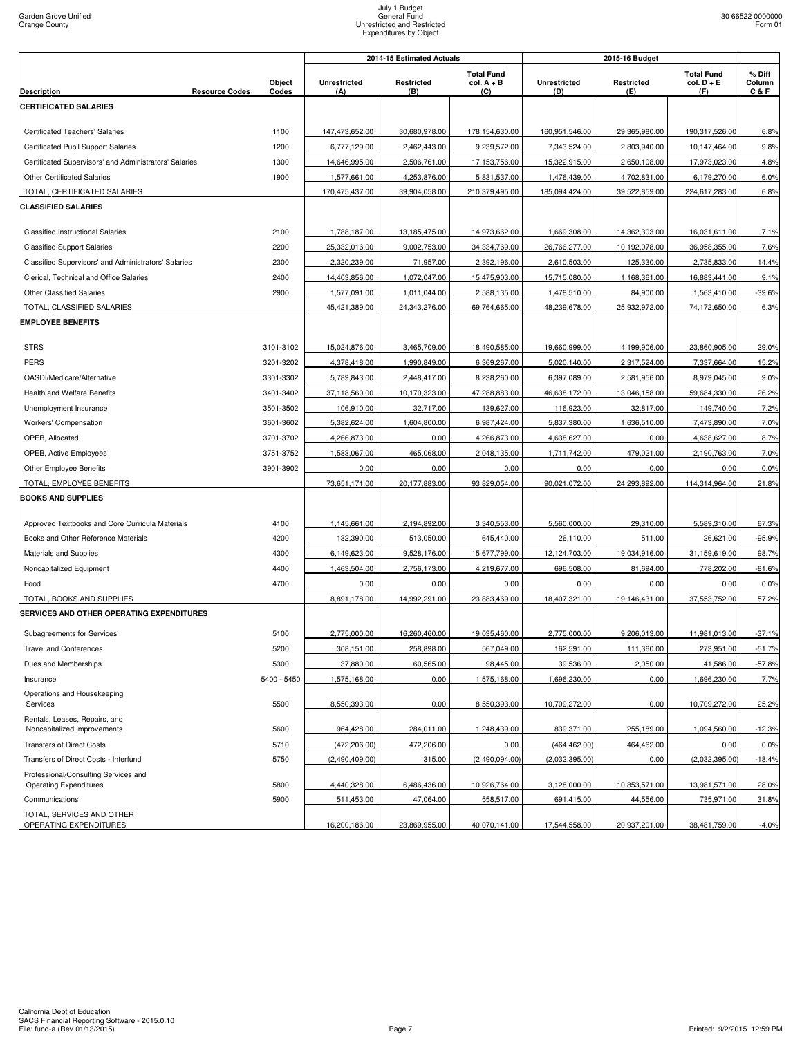Garden Grove Unified
Orange County

July 1 Budget
General Fund
Unrestricted and Restricted
Expenditures by Object

30 66522 0000000
Form 01

| Description | Resource Codes | Object Codes | 2014-15 Estimated Actuals Unrestricted (A) | 2014-15 Estimated Actuals Restricted (B) | 2014-15 Estimated Actuals Total Fund col. A + B (C) | 2015-16 Budget Unrestricted (D) | 2015-16 Budget Restricted (E) | 2015-16 Budget Total Fund col. D + E (F) | % Diff Column C & F |
|---|---|---|---|---|---|---|---|---|---|
| **CERTIFICATED SALARIES** | | | | | | | | | |
| Certificated Teachers' Salaries | | 1100 | 147,473,652.00 | 30,680,978.00 | 178,154,630.00 | 160,951,546.00 | 29,365,980.00 | 190,317,526.00 | 6.8% |
| Certificated Pupil Support Salaries | | 1200 | 6,777,129.00 | 2,462,443.00 | 9,239,572.00 | 7,343,524.00 | 2,803,940.00 | 10,147,464.00 | 9.8% |
| Certificated Supervisors' and Administrators' Salaries | | 1300 | 14,646,995.00 | 2,506,761.00 | 17,153,756.00 | 15,322,915.00 | 2,650,108.00 | 17,973,023.00 | 4.8% |
| Other Certificated Salaries | | 1900 | 1,577,661.00 | 4,253,876.00 | 5,831,537.00 | 1,476,439.00 | 4,702,831.00 | 6,179,270.00 | 6.0% |
| TOTAL, CERTIFICATED SALARIES | | | 170,475,437.00 | 39,904,058.00 | 210,379,495.00 | 185,094,424.00 | 39,522,859.00 | 224,617,283.00 | 6.8% |
| **CLASSIFIED SALARIES** | | | | | | | | | |
| Classified Instructional Salaries | | 2100 | 1,788,187.00 | 13,185,475.00 | 14,973,662.00 | 1,669,308.00 | 14,362,303.00 | 16,031,611.00 | 7.1% |
| Classified Support Salaries | | 2200 | 25,332,016.00 | 9,002,753.00 | 34,334,769.00 | 26,766,277.00 | 10,192,078.00 | 36,958,355.00 | 7.6% |
| Classified Supervisors' and Administrators' Salaries | | 2300 | 2,320,239.00 | 71,957.00 | 2,392,196.00 | 2,610,503.00 | 125,330.00 | 2,735,833.00 | 14.4% |
| Clerical, Technical and Office Salaries | | 2400 | 14,403,856.00 | 1,072,047.00 | 15,475,903.00 | 15,715,080.00 | 1,168,361.00 | 16,883,441.00 | 9.1% |
| Other Classified Salaries | | 2900 | 1,577,091.00 | 1,011,044.00 | 2,588,135.00 | 1,478,510.00 | 84,900.00 | 1,563,410.00 | -39.6% |
| TOTAL, CLASSIFIED SALARIES | | | 45,421,389.00 | 24,343,276.00 | 69,764,665.00 | 48,239,678.00 | 25,932,972.00 | 74,172,650.00 | 6.3% |
| **EMPLOYEE BENEFITS** | | | | | | | | | |
| STRS | | 3101-3102 | 15,024,876.00 | 3,465,709.00 | 18,490,585.00 | 19,660,999.00 | 4,199,906.00 | 23,860,905.00 | 29.0% |
| PERS | | 3201-3202 | 4,378,418.00 | 1,990,849.00 | 6,369,267.00 | 5,020,140.00 | 2,317,524.00 | 7,337,664.00 | 15.2% |
| OASDI/Medicare/Alternative | | 3301-3302 | 5,789,843.00 | 2,448,417.00 | 8,238,260.00 | 6,397,089.00 | 2,581,956.00 | 8,979,045.00 | 9.0% |
| Health and Welfare Benefits | | 3401-3402 | 37,118,560.00 | 10,170,323.00 | 47,288,883.00 | 46,638,172.00 | 13,046,158.00 | 59,684,330.00 | 26.2% |
| Unemployment Insurance | | 3501-3502 | 106,910.00 | 32,717.00 | 139,627.00 | 116,923.00 | 32,817.00 | 149,740.00 | 7.2% |
| Workers' Compensation | | 3601-3602 | 5,382,624.00 | 1,604,800.00 | 6,987,424.00 | 5,837,380.00 | 1,636,510.00 | 7,473,890.00 | 7.0% |
| OPEB, Allocated | | 3701-3702 | 4,266,873.00 | 0.00 | 4,266,873.00 | 4,638,627.00 | 0.00 | 4,638,627.00 | 8.7% |
| OPEB, Active Employees | | 3751-3752 | 1,583,067.00 | 465,068.00 | 2,048,135.00 | 1,711,742.00 | 479,021.00 | 2,190,763.00 | 7.0% |
| Other Employee Benefits | | 3901-3902 | 0.00 | 0.00 | 0.00 | 0.00 | 0.00 | 0.00 | 0.0% |
| TOTAL, EMPLOYEE BENEFITS | | | 73,651,171.00 | 20,177,883.00 | 93,829,054.00 | 90,021,072.00 | 24,293,892.00 | 114,314,964.00 | 21.8% |
| **BOOKS AND SUPPLIES** | | | | | | | | | |
| Approved Textbooks and Core Curricula Materials | | 4100 | 1,145,661.00 | 2,194,892.00 | 3,340,553.00 | 5,560,000.00 | 29,310.00 | 5,589,310.00 | 67.3% |
| Books and Other Reference Materials | | 4200 | 132,390.00 | 513,050.00 | 645,440.00 | 26,110.00 | 511.00 | 26,621.00 | -95.9% |
| Materials and Supplies | | 4300 | 6,149,623.00 | 9,528,176.00 | 15,677,799.00 | 12,124,703.00 | 19,034,916.00 | 31,159,619.00 | 98.7% |
| Noncapitalized Equipment | | 4400 | 1,463,504.00 | 2,756,173.00 | 4,219,677.00 | 696,508.00 | 81,694.00 | 778,202.00 | -81.6% |
| Food | | 4700 | 0.00 | 0.00 | 0.00 | 0.00 | 0.00 | 0.00 | 0.0% |
| TOTAL, BOOKS AND SUPPLIES | | | 8,891,178.00 | 14,992,291.00 | 23,883,469.00 | 18,407,321.00 | 19,146,431.00 | 37,553,752.00 | 57.2% |
| **SERVICES AND OTHER OPERATING EXPENDITURES** | | | | | | | | | |
| Subagreements for Services | | 5100 | 2,775,000.00 | 16,260,460.00 | 19,035,460.00 | 2,775,000.00 | 9,206,013.00 | 11,981,013.00 | -37.1% |
| Travel and Conferences | | 5200 | 308,151.00 | 258,898.00 | 567,049.00 | 162,591.00 | 111,360.00 | 273,951.00 | -51.7% |
| Dues and Memberships | | 5300 | 37,880.00 | 60,565.00 | 98,445.00 | 39,536.00 | 2,050.00 | 41,586.00 | -57.8% |
| Insurance | | 5400 - 5450 | 1,575,168.00 | 0.00 | 1,575,168.00 | 1,696,230.00 | 0.00 | 1,696,230.00 | 7.7% |
| Operations and Housekeeping Services | | 5500 | 8,550,393.00 | 0.00 | 8,550,393.00 | 10,709,272.00 | 0.00 | 10,709,272.00 | 25.2% |
| Rentals, Leases, Repairs, and Noncapitalized Improvements | | 5600 | 964,428.00 | 284,011.00 | 1,248,439.00 | 839,371.00 | 255,189.00 | 1,094,560.00 | -12.3% |
| Transfers of Direct Costs | | 5710 | (472,206.00) | 472,206.00 | 0.00 | (464,462.00) | 464,462.00 | 0.00 | 0.0% |
| Transfers of Direct Costs - Interfund | | 5750 | (2,490,409.00) | 315.00 | (2,490,094.00) | (2,032,395.00) | 0.00 | (2,032,395.00) | -18.4% |
| Professional/Consulting Services and Operating Expenditures | | 5800 | 4,440,328.00 | 6,486,436.00 | 10,926,764.00 | 3,128,000.00 | 10,853,571.00 | 13,981,571.00 | 28.0% |
| Communications | | 5900 | 511,453.00 | 47,064.00 | 558,517.00 | 691,415.00 | 44,556.00 | 735,971.00 | 31.8% |
| TOTAL, SERVICES AND OTHER OPERATING EXPENDITURES | | | 16,200,186.00 | 23,869,955.00 | 40,070,141.00 | 17,544,558.00 | 20,937,201.00 | 38,481,759.00 | -4.0% |

California Dept of Education
SACS Financial Reporting Software - 2015.0.10
File: fund-a (Rev 01/13/2015)

Printed: 9/2/2015 12:59 PM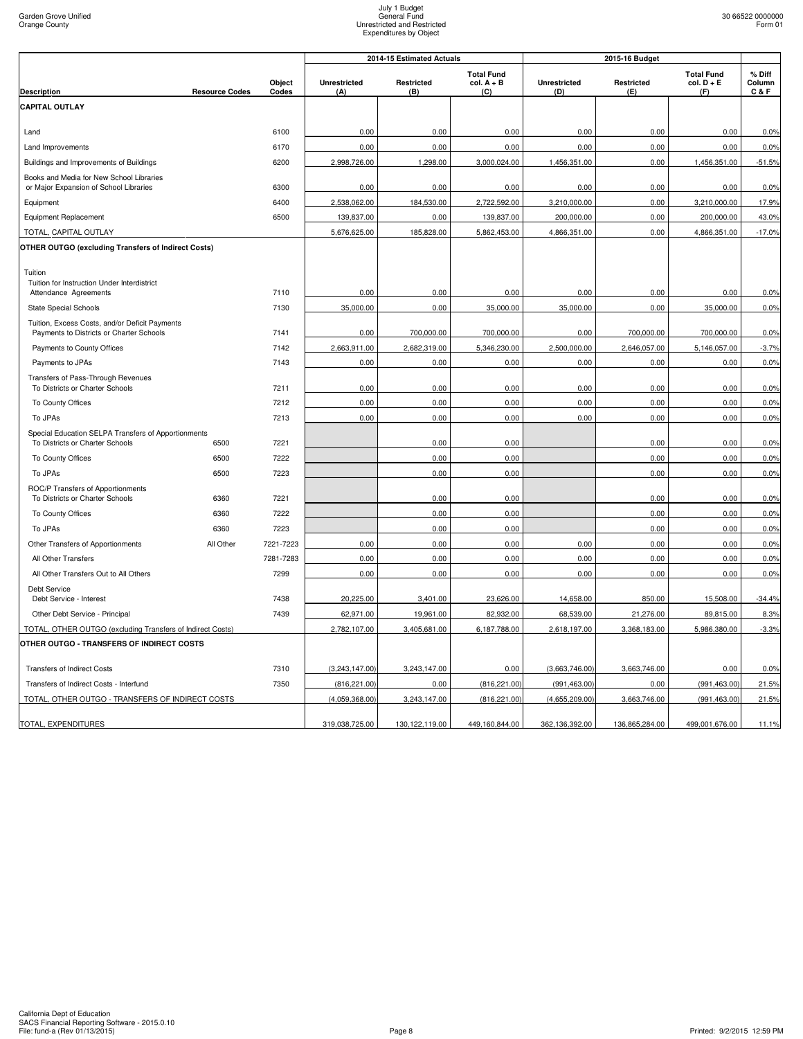Garden Grove Unified
Orange County

July 1 Budget
General Fund
Unrestricted and Restricted
Expenditures by Object

30 66522 0000000
Form 01

| Description | Resource Codes | Object Codes | 2014-15 Estimated Actuals Unrestricted (A) | Restricted (B) | Total Fund col. A + B (C) | 2015-16 Budget Unrestricted (D) | Restricted (E) | Total Fund col. D + E (F) | % Diff Column C & F |
|---|---|---|---|---|---|---|---|---|---|
| **CAPITAL OUTLAY** | | | | | | | | | |
| Land | | 6100 | 0.00 | 0.00 | 0.00 | 0.00 | 0.00 | 0.00 | 0.0% |
| Land Improvements | | 6170 | 0.00 | 0.00 | 0.00 | 0.00 | 0.00 | 0.00 | 0.0% |
| Buildings and Improvements of Buildings | | 6200 | 2,998,726.00 | 1,298.00 | 3,000,024.00 | 1,456,351.00 | 0.00 | 1,456,351.00 | -51.5% |
| Books and Media for New School Libraries or Major Expansion of School Libraries | | 6300 | 0.00 | 0.00 | 0.00 | 0.00 | 0.00 | 0.00 | 0.0% |
| Equipment | | 6400 | 2,538,062.00 | 184,530.00 | 2,722,592.00 | 3,210,000.00 | 0.00 | 3,210,000.00 | 17.9% |
| Equipment Replacement | | 6500 | 139,837.00 | 0.00 | 139,837.00 | 200,000.00 | 0.00 | 200,000.00 | 43.0% |
| TOTAL, CAPITAL OUTLAY | | | 5,676,625.00 | 185,828.00 | 5,862,453.00 | 4,866,351.00 | 0.00 | 4,866,351.00 | -17.0% |
| **OTHER OUTGO (excluding Transfers of Indirect Costs)** | | | | | | | | | |
| Tuition | | | | | | | | | |
| Tuition for Instruction Under Interdistrict Attendance Agreements | | 7110 | 0.00 | 0.00 | 0.00 | 0.00 | 0.00 | 0.00 | 0.0% |
| State Special Schools | | 7130 | 35,000.00 | 0.00 | 35,000.00 | 35,000.00 | 0.00 | 35,000.00 | 0.0% |
| Tuition, Excess Costs, and/or Deficit Payments Payments to Districts or Charter Schools | | 7141 | 0.00 | 700,000.00 | 700,000.00 | 0.00 | 700,000.00 | 700,000.00 | 0.0% |
| Payments to County Offices | | 7142 | 2,663,911.00 | 2,682,319.00 | 5,346,230.00 | 2,500,000.00 | 2,646,057.00 | 5,146,057.00 | -3.7% |
| Payments to JPAs | | 7143 | 0.00 | 0.00 | 0.00 | 0.00 | 0.00 | 0.00 | 0.0% |
| Transfers of Pass-Through Revenues To Districts or Charter Schools | | 7211 | 0.00 | 0.00 | 0.00 | 0.00 | 0.00 | 0.00 | 0.0% |
| To County Offices | | 7212 | 0.00 | 0.00 | 0.00 | 0.00 | 0.00 | 0.00 | 0.0% |
| To JPAs | | 7213 | 0.00 | 0.00 | 0.00 | 0.00 | 0.00 | 0.00 | 0.0% |
| Special Education SELPA Transfers of Apportionments To Districts or Charter Schools | 6500 | 7221 | | 0.00 | 0.00 | | 0.00 | 0.00 | 0.0% |
| To County Offices | 6500 | 7222 | | 0.00 | 0.00 | | 0.00 | 0.00 | 0.0% |
| To JPAs | 6500 | 7223 | | 0.00 | 0.00 | | 0.00 | 0.00 | 0.0% |
| ROC/P Transfers of Apportionments To Districts or Charter Schools | 6360 | 7221 | | 0.00 | 0.00 | | 0.00 | 0.00 | 0.0% |
| To County Offices | 6360 | 7222 | | 0.00 | 0.00 | | 0.00 | 0.00 | 0.0% |
| To JPAs | 6360 | 7223 | | 0.00 | 0.00 | | 0.00 | 0.00 | 0.0% |
| Other Transfers of Apportionments | All Other | 7221-7223 | 0.00 | 0.00 | 0.00 | 0.00 | 0.00 | 0.00 | 0.0% |
| All Other Transfers | | 7281-7283 | 0.00 | 0.00 | 0.00 | 0.00 | 0.00 | 0.00 | 0.0% |
| All Other Transfers Out to All Others | | 7299 | 0.00 | 0.00 | 0.00 | 0.00 | 0.00 | 0.00 | 0.0% |
| Debt Service Debt Service - Interest | | 7438 | 20,225.00 | 3,401.00 | 23,626.00 | 14,658.00 | 850.00 | 15,508.00 | -34.4% |
| Other Debt Service - Principal | | 7439 | 62,971.00 | 19,961.00 | 82,932.00 | 68,539.00 | 21,276.00 | 89,815.00 | 8.3% |
| TOTAL, OTHER OUTGO (excluding Transfers of Indirect Costs) | | | 2,782,107.00 | 3,405,681.00 | 6,187,788.00 | 2,618,197.00 | 3,368,183.00 | 5,986,380.00 | -3.3% |
| **OTHER OUTGO - TRANSFERS OF INDIRECT COSTS** | | | | | | | | | |
| Transfers of Indirect Costs | | 7310 | (3,243,147.00) | 3,243,147.00 | 0.00 | (3,663,746.00) | 3,663,746.00 | 0.00 | 0.0% |
| Transfers of Indirect Costs - Interfund | | 7350 | (816,221.00) | 0.00 | (816,221.00) | (991,463.00) | 0.00 | (991,463.00) | 21.5% |
| TOTAL, OTHER OUTGO - TRANSFERS OF INDIRECT COSTS | | | (4,059,368.00) | 3,243,147.00 | (816,221.00) | (4,655,209.00) | 3,663,746.00 | (991,463.00) | 21.5% |
| TOTAL, EXPENDITURES | | | 319,038,725.00 | 130,122,119.00 | 449,160,844.00 | 362,136,392.00 | 136,865,284.00 | 499,001,676.00 | 11.1% |

California Dept of Education
SACS Financial Reporting Software - 2015.0.10
File: fund-a (Rev 01/13/2015)

Printed: 9/2/2015 12:59 PM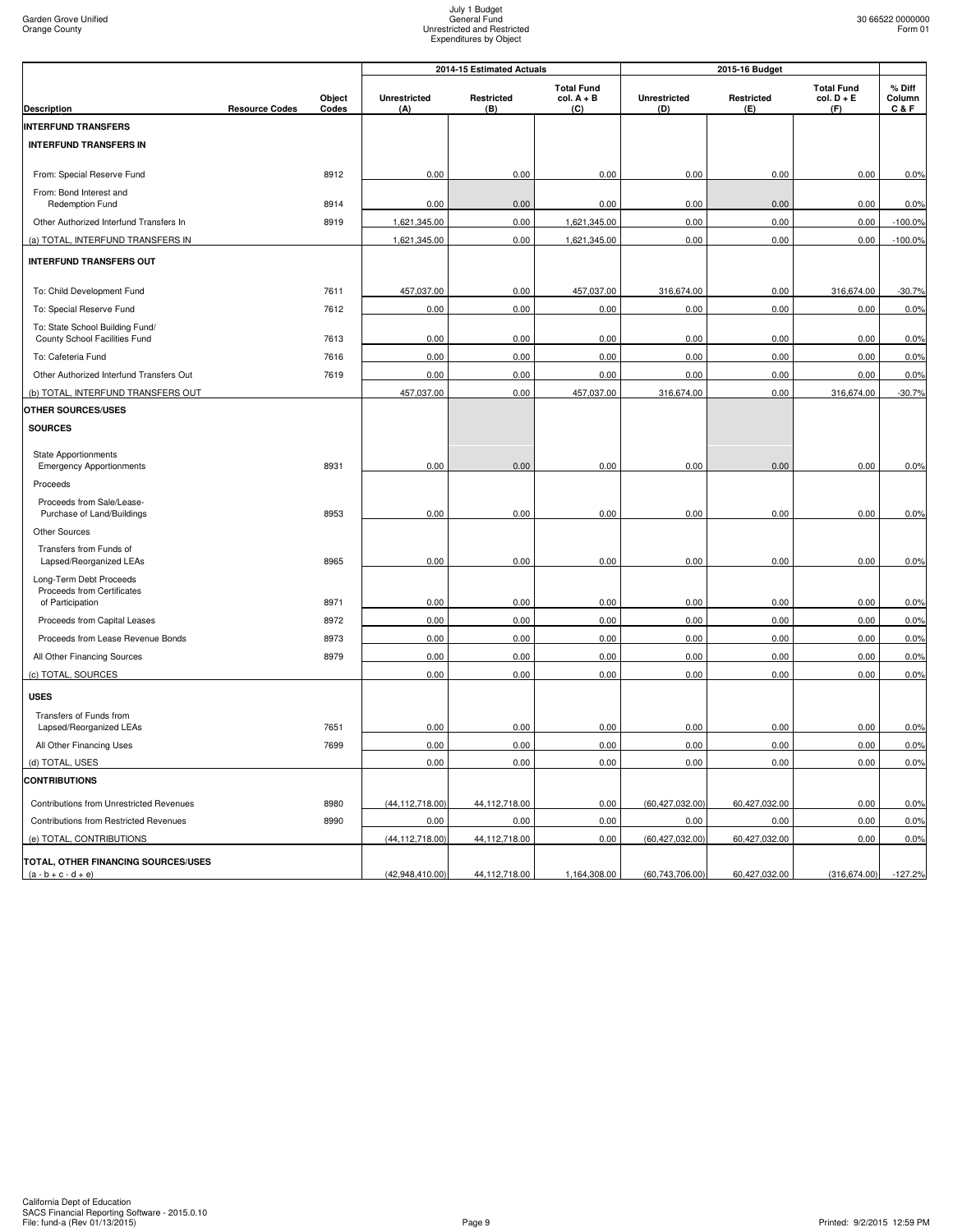Garden Grove Unified
Orange County

July 1 Budget
General Fund
Unrestricted and Restricted
Expenditures by Object

30 66522 0000000
Form 01

| | | | 2014-15 Estimated Actuals | | | 2015-16 Budget | | | |
|---|---|---|---|---|---|---|---|---|---|
| Description | Resource Codes | Object Codes | Unrestricted (A) | Restricted (B) | Total Fund col. A + B (C) | Unrestricted (D) | Restricted (E) | Total Fund col. D + E (F) | % Diff Column C & F |
| **INTERFUND TRANSFERS** | | | | | | | | | |
| **INTERFUND TRANSFERS IN** | | | | | | | | | |
| From: Special Reserve Fund | | 8912 | 0.00 | 0.00 | 0.00 | 0.00 | 0.00 | 0.00 | 0.0% |
| From: Bond Interest and Redemption Fund | | 8914 | 0.00 | 0.00 | 0.00 | 0.00 | 0.00 | 0.00 | 0.0% |
| Other Authorized Interfund Transfers In | | 8919 | 1,621,345.00 | 0.00 | 1,621,345.00 | 0.00 | 0.00 | 0.00 | -100.0% |
| (a) TOTAL, INTERFUND TRANSFERS IN | | | 1,621,345.00 | 0.00 | 1,621,345.00 | 0.00 | 0.00 | 0.00 | -100.0% |
| **INTERFUND TRANSFERS OUT** | | | | | | | | | |
| To: Child Development Fund | | 7611 | 457,037.00 | 0.00 | 457,037.00 | 316,674.00 | 0.00 | 316,674.00 | -30.7% |
| To: Special Reserve Fund | | 7612 | 0.00 | 0.00 | 0.00 | 0.00 | 0.00 | 0.00 | 0.0% |
| To: State School Building Fund/ County School Facilities Fund | | 7613 | 0.00 | 0.00 | 0.00 | 0.00 | 0.00 | 0.00 | 0.0% |
| To: Cafeteria Fund | | 7616 | 0.00 | 0.00 | 0.00 | 0.00 | 0.00 | 0.00 | 0.0% |
| Other Authorized Interfund Transfers Out | | 7619 | 0.00 | 0.00 | 0.00 | 0.00 | 0.00 | 0.00 | 0.0% |
| (b) TOTAL, INTERFUND TRANSFERS OUT | | | 457,037.00 | 0.00 | 457,037.00 | 316,674.00 | 0.00 | 316,674.00 | -30.7% |
| **OTHER SOURCES/USES** | | | | | | | | | |
| **SOURCES** | | | | | | | | | |
| State Apportionments Emergency Apportionments | | 8931 | 0.00 | 0.00 | 0.00 | 0.00 | 0.00 | 0.00 | 0.0% |
| Proceeds | | | | | | | | | |
| Proceeds from Sale/Lease-Purchase of Land/Buildings | | 8953 | 0.00 | 0.00 | 0.00 | 0.00 | 0.00 | 0.00 | 0.0% |
| Other Sources | | | | | | | | | |
| Transfers from Funds of Lapsed/Reorganized LEAs | | 8965 | 0.00 | 0.00 | 0.00 | 0.00 | 0.00 | 0.00 | 0.0% |
| Long-Term Debt Proceeds Proceeds from Certificates of Participation | | 8971 | 0.00 | 0.00 | 0.00 | 0.00 | 0.00 | 0.00 | 0.0% |
| Proceeds from Capital Leases | | 8972 | 0.00 | 0.00 | 0.00 | 0.00 | 0.00 | 0.00 | 0.0% |
| Proceeds from Lease Revenue Bonds | | 8973 | 0.00 | 0.00 | 0.00 | 0.00 | 0.00 | 0.00 | 0.0% |
| All Other Financing Sources | | 8979 | 0.00 | 0.00 | 0.00 | 0.00 | 0.00 | 0.00 | 0.0% |
| (c) TOTAL, SOURCES | | | 0.00 | 0.00 | 0.00 | 0.00 | 0.00 | 0.00 | 0.0% |
| **USES** | | | | | | | | | |
| Transfers of Funds from Lapsed/Reorganized LEAs | | 7651 | 0.00 | 0.00 | 0.00 | 0.00 | 0.00 | 0.00 | 0.0% |
| All Other Financing Uses | | 7699 | 0.00 | 0.00 | 0.00 | 0.00 | 0.00 | 0.00 | 0.0% |
| (d) TOTAL, USES | | | 0.00 | 0.00 | 0.00 | 0.00 | 0.00 | 0.00 | 0.0% |
| **CONTRIBUTIONS** | | | | | | | | | |
| Contributions from Unrestricted Revenues | | 8980 | (44,112,718.00) | 44,112,718.00 | 0.00 | (60,427,032.00) | 60,427,032.00 | 0.00 | 0.0% |
| Contributions from Restricted Revenues | | 8990 | 0.00 | 0.00 | 0.00 | 0.00 | 0.00 | 0.00 | 0.0% |
| (e) TOTAL, CONTRIBUTIONS | | | (44,112,718.00) | 44,112,718.00 | 0.00 | (60,427,032.00) | 60,427,032.00 | 0.00 | 0.0% |
| **TOTAL, OTHER FINANCING SOURCES/USES** (a - b + c - d + e) | | | (42,948,410.00) | 44,112,718.00 | 1,164,308.00 | (60,743,706.00) | 60,427,032.00 | (316,674.00) | -127.2% |

California Dept of Education
SACS Financial Reporting Software - 2015.0.10
File: fund-a (Rev 01/13/2015)

Printed: 9/2/2015 12:59 PM